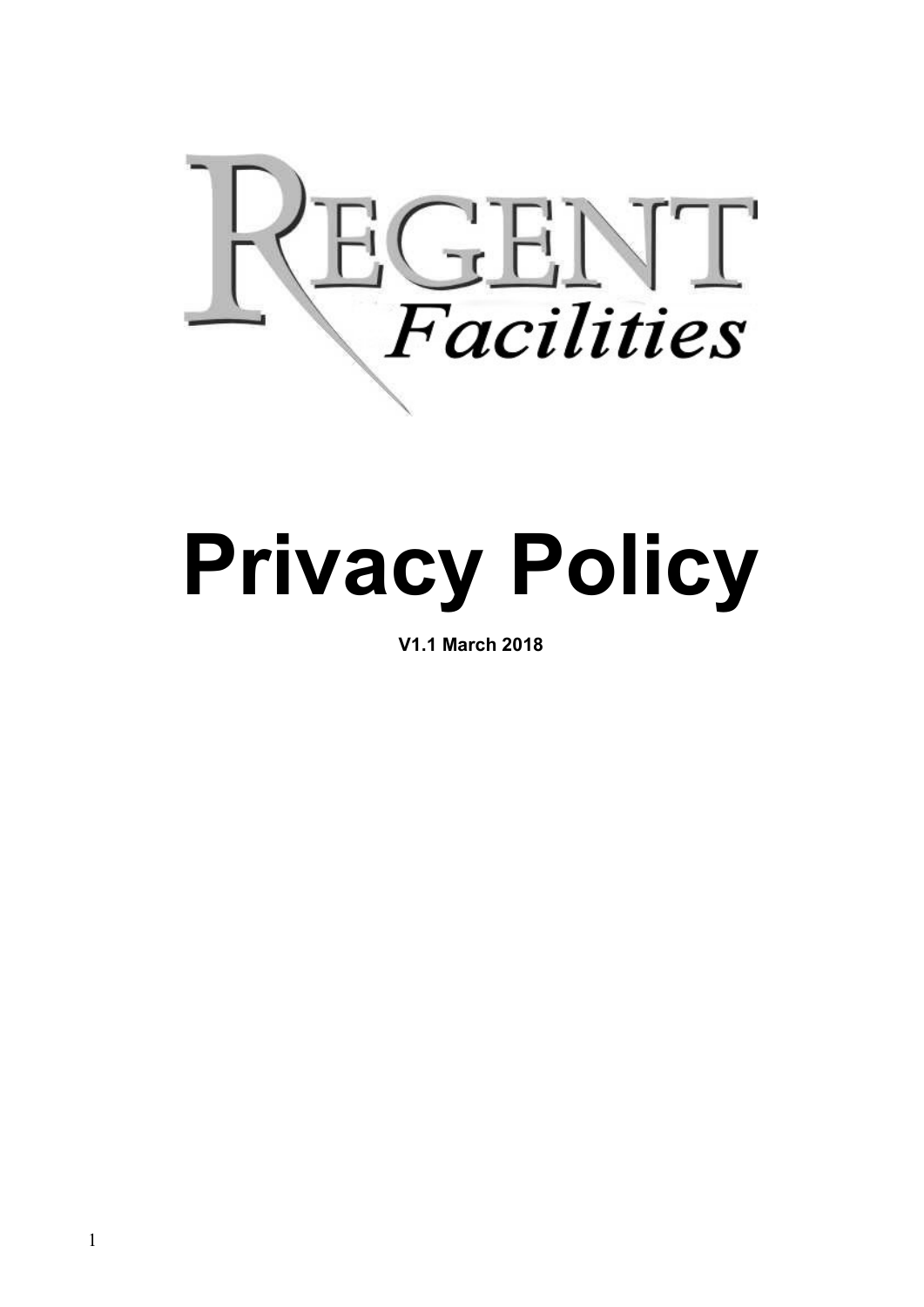REGENT
Facilities

# Privacy Policy

**V1.1 March 2018**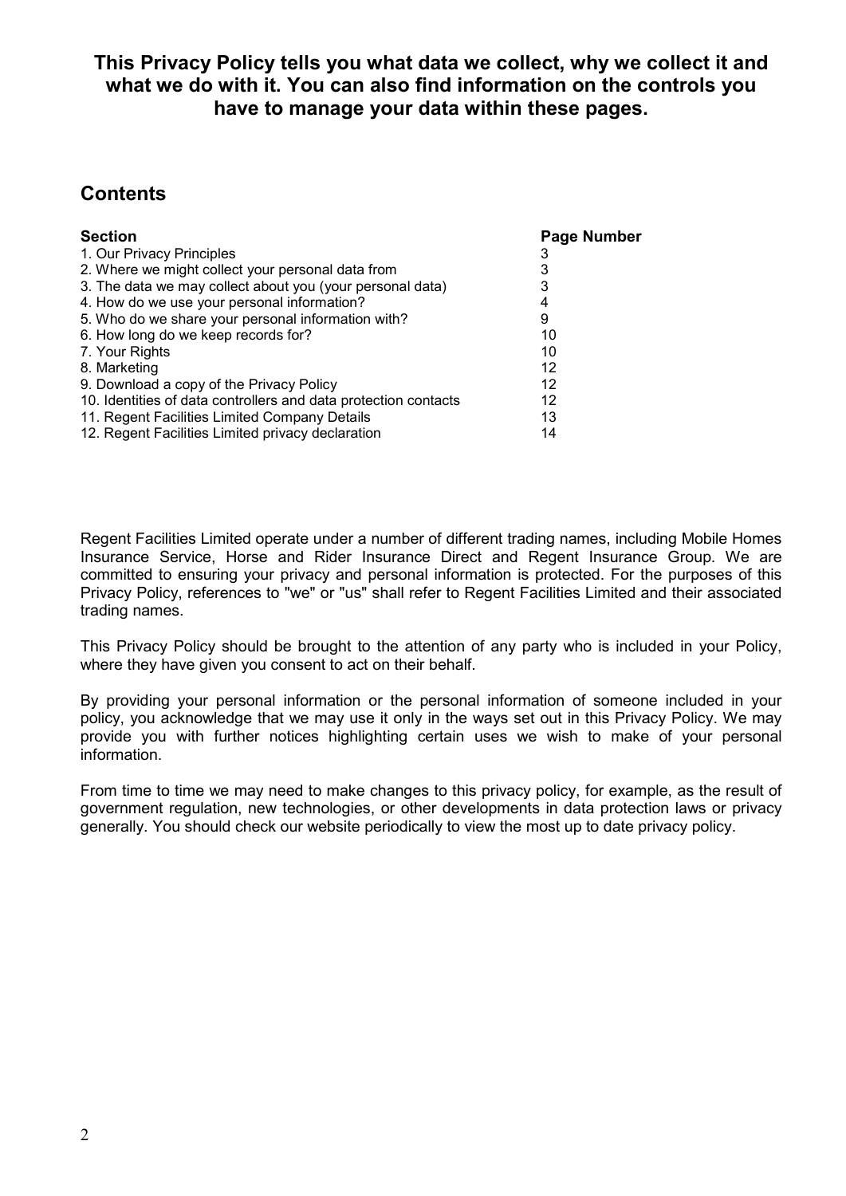**This Privacy Policy tells you what data we collect, why we collect it and what we do with it. You can also find information on the controls you have to manage your data within these pages.**

## Contents

| Section | Page Number |
|---|---|
| 1. Our Privacy Principles | 3 |
| 2. Where we might collect your personal data from | 3 |
| 3. The data we may collect about you (your personal data) | 3 |
| 4. How do we use your personal information? | 4 |
| 5. Who do we share your personal information with? | 9 |
| 6. How long do we keep records for? | 10 |
| 7. Your Rights | 10 |
| 8. Marketing | 12 |
| 9. Download a copy of the Privacy Policy | 12 |
| 10. Identities of data controllers and data protection contacts | 12 |
| 11. Regent Facilities Limited Company Details | 13 |
| 12. Regent Facilities Limited privacy declaration | 14 |

Regent Facilities Limited operate under a number of different trading names, including Mobile Homes Insurance Service, Horse and Rider Insurance Direct and Regent Insurance Group. We are committed to ensuring your privacy and personal information is protected. For the purposes of this Privacy Policy, references to "we" or "us" shall refer to Regent Facilities Limited and their associated trading names.

This Privacy Policy should be brought to the attention of any party who is included in your Policy, where they have given you consent to act on their behalf.

By providing your personal information or the personal information of someone included in your policy, you acknowledge that we may use it only in the ways set out in this Privacy Policy. We may provide you with further notices highlighting certain uses we wish to make of your personal information.

From time to time we may need to make changes to this privacy policy, for example, as the result of government regulation, new technologies, or other developments in data protection laws or privacy generally. You should check our website periodically to view the most up to date privacy policy.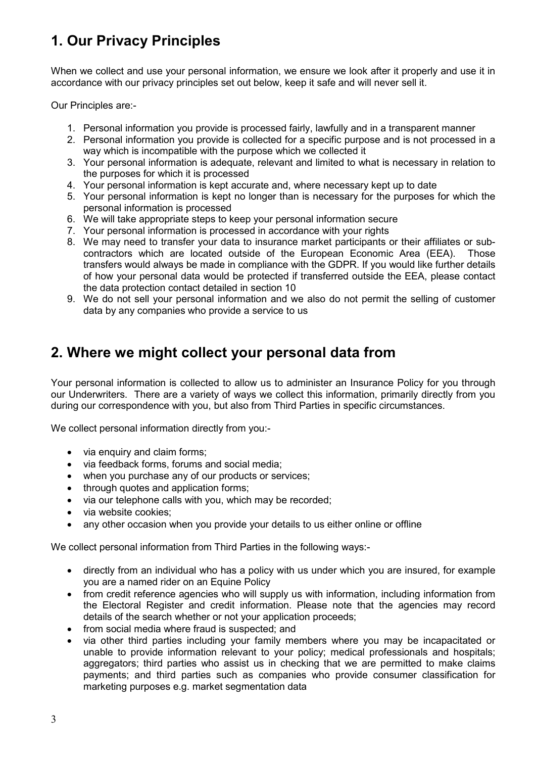## 1. Our Privacy Principles

When we collect and use your personal information, we ensure we look after it properly and use it in accordance with our privacy principles set out below, keep it safe and will never sell it.

Our Principles are:-

1. Personal information you provide is processed fairly, lawfully and in a transparent manner
2. Personal information you provide is collected for a specific purpose and is not processed in a way which is incompatible with the purpose which we collected it
3. Your personal information is adequate, relevant and limited to what is necessary in relation to the purposes for which it is processed
4. Your personal information is kept accurate and, where necessary kept up to date
5. Your personal information is kept no longer than is necessary for the purposes for which the personal information is processed
6. We will take appropriate steps to keep your personal information secure
7. Your personal information is processed in accordance with your rights
8. We may need to transfer your data to insurance market participants or their affiliates or sub-contractors which are located outside of the European Economic Area (EEA). Those transfers would always be made in compliance with the GDPR. If you would like further details of how your personal data would be protected if transferred outside the EEA, please contact the data protection contact detailed in section 10
9. We do not sell your personal information and we also do not permit the selling of customer data by any companies who provide a service to us

## 2. Where we might collect your personal data from

Your personal information is collected to allow us to administer an Insurance Policy for you through our Underwriters. There are a variety of ways we collect this information, primarily directly from you during our correspondence with you, but also from Third Parties in specific circumstances.

We collect personal information directly from you:-

- via enquiry and claim forms;
- via feedback forms, forums and social media;
- when you purchase any of our products or services;
- through quotes and application forms;
- via our telephone calls with you, which may be recorded;
- via website cookies;
- any other occasion when you provide your details to us either online or offline

We collect personal information from Third Parties in the following ways:-

- directly from an individual who has a policy with us under which you are insured, for example you are a named rider on an Equine Policy
- from credit reference agencies who will supply us with information, including information from the Electoral Register and credit information. Please note that the agencies may record details of the search whether or not your application proceeds;
- from social media where fraud is suspected; and
- via other third parties including your family members where you may be incapacitated or unable to provide information relevant to your policy; medical professionals and hospitals; aggregators; third parties who assist us in checking that we are permitted to make claims payments; and third parties such as companies who provide consumer classification for marketing purposes e.g. market segmentation data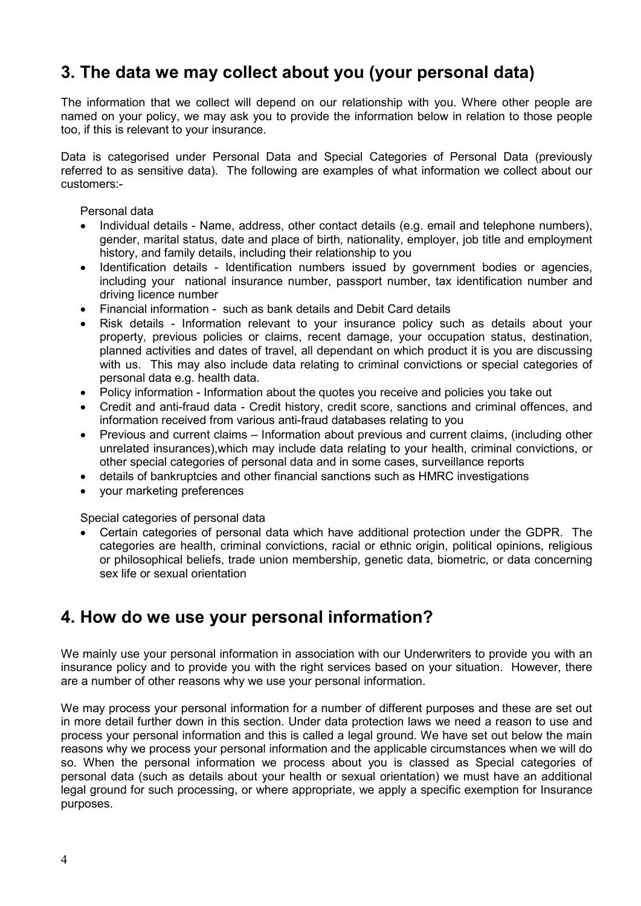## 3. The data we may collect about you (your personal data)

The information that we collect will depend on our relationship with you. Where other people are named on your policy, we may ask you to provide the information below in relation to those people too, if this is relevant to your insurance.

Data is categorised under Personal Data and Special Categories of Personal Data (previously referred to as sensitive data). The following are examples of what information we collect about our customers:-

Personal data

- Individual details - Name, address, other contact details (e.g. email and telephone numbers), gender, marital status, date and place of birth, nationality, employer, job title and employment history, and family details, including their relationship to you
- Identification details - Identification numbers issued by government bodies or agencies, including your national insurance number, passport number, tax identification number and driving licence number
- Financial information - such as bank details and Debit Card details
- Risk details - Information relevant to your insurance policy such as details about your property, previous policies or claims, recent damage, your occupation status, destination, planned activities and dates of travel, all dependant on which product it is you are discussing with us. This may also include data relating to criminal convictions or special categories of personal data e.g. health data.
- Policy information - Information about the quotes you receive and policies you take out
- Credit and anti-fraud data - Credit history, credit score, sanctions and criminal offences, and information received from various anti-fraud databases relating to you
- Previous and current claims – Information about previous and current claims, (including other unrelated insurances),which may include data relating to your health, criminal convictions, or other special categories of personal data and in some cases, surveillance reports
- details of bankruptcies and other financial sanctions such as HMRC investigations
- your marketing preferences

Special categories of personal data

- Certain categories of personal data which have additional protection under the GDPR. The categories are health, criminal convictions, racial or ethnic origin, political opinions, religious or philosophical beliefs, trade union membership, genetic data, biometric, or data concerning sex life or sexual orientation

## 4. How do we use your personal information?

We mainly use your personal information in association with our Underwriters to provide you with an insurance policy and to provide you with the right services based on your situation. However, there are a number of other reasons why we use your personal information.

We may process your personal information for a number of different purposes and these are set out in more detail further down in this section. Under data protection laws we need a reason to use and process your personal information and this is called a legal ground. We have set out below the main reasons why we process your personal information and the applicable circumstances when we will do so. When the personal information we process about you is classed as Special categories of personal data (such as details about your health or sexual orientation) we must have an additional legal ground for such processing, or where appropriate, we apply a specific exemption for Insurance purposes.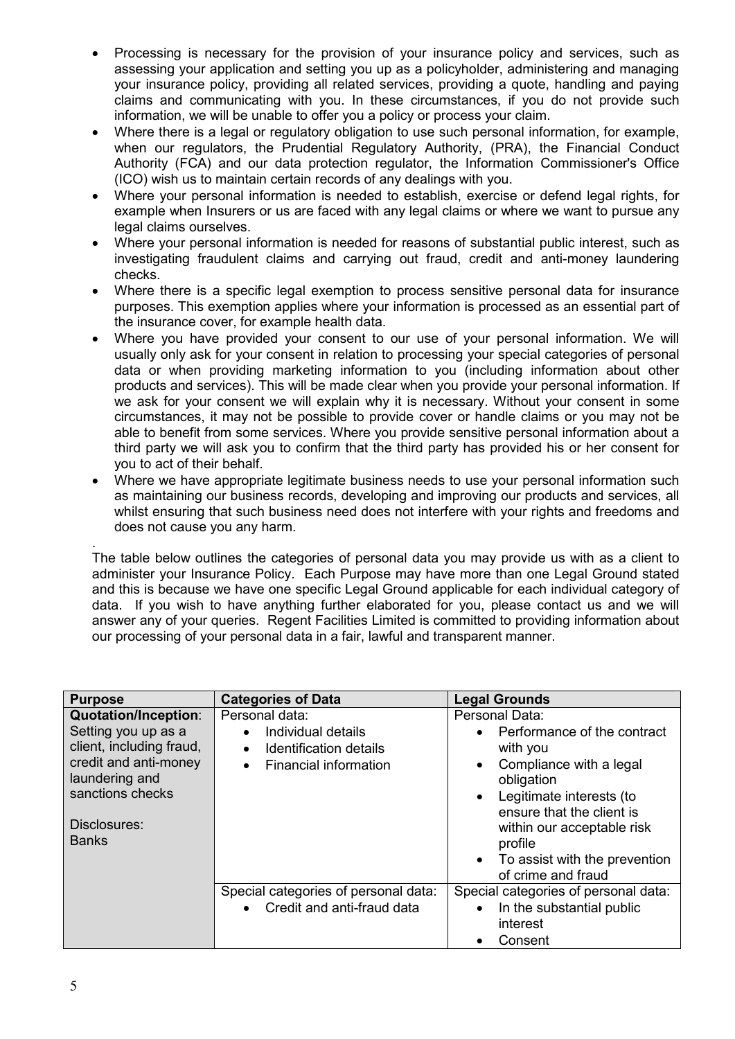- Processing is necessary for the provision of your insurance policy and services, such as assessing your application and setting you up as a policyholder, administering and managing your insurance policy, providing all related services, providing a quote, handling and paying claims and communicating with you. In these circumstances, if you do not provide such information, we will be unable to offer you a policy or process your claim.
- Where there is a legal or regulatory obligation to use such personal information, for example, when our regulators, the Prudential Regulatory Authority, (PRA), the Financial Conduct Authority (FCA) and our data protection regulator, the Information Commissioner's Office (ICO) wish us to maintain certain records of any dealings with you.
- Where your personal information is needed to establish, exercise or defend legal rights, for example when Insurers or us are faced with any legal claims or where we want to pursue any legal claims ourselves.
- Where your personal information is needed for reasons of substantial public interest, such as investigating fraudulent claims and carrying out fraud, credit and anti-money laundering checks.
- Where there is a specific legal exemption to process sensitive personal data for insurance purposes. This exemption applies where your information is processed as an essential part of the insurance cover, for example health data.
- Where you have provided your consent to our use of your personal information. We will usually only ask for your consent in relation to processing your special categories of personal data or when providing marketing information to you (including information about other products and services). This will be made clear when you provide your personal information. If we ask for your consent we will explain why it is necessary. Without your consent in some circumstances, it may not be possible to provide cover or handle claims or you may not be able to benefit from some services. Where you provide sensitive personal information about a third party we will ask you to confirm that the third party has provided his or her consent for you to act of their behalf.
- Where we have appropriate legitimate business needs to use your personal information such as maintaining our business records, developing and improving our products and services, all whilst ensuring that such business need does not interfere with your rights and freedoms and does not cause you any harm.

.
The table below outlines the categories of personal data you may provide us with as a client to administer your Insurance Policy. Each Purpose may have more than one Legal Ground stated and this is because we have one specific Legal Ground applicable for each individual category of data. If you wish to have anything further elaborated for you, please contact us and we will answer any of your queries. Regent Facilities Limited is committed to providing information about our processing of your personal data in a fair, lawful and transparent manner.

| Purpose | Categories of Data | Legal Grounds |
|---|---|---|
| **Quotation/Inception**: Setting you up as a client, including fraud, credit and anti-money laundering and sanctions checks<br><br>Disclosures:<br>Banks | Personal data:<br>• Individual details<br>• Identification details<br>• Financial information | Personal Data:<br>• Performance of the contract with you<br>• Compliance with a legal obligation<br>• Legitimate interests (to ensure that the client is within our acceptable risk profile<br>• To assist with the prevention of crime and fraud |
| | Special categories of personal data:<br>• Credit and anti-fraud data | Special categories of personal data:<br>• In the substantial public interest<br>• Consent |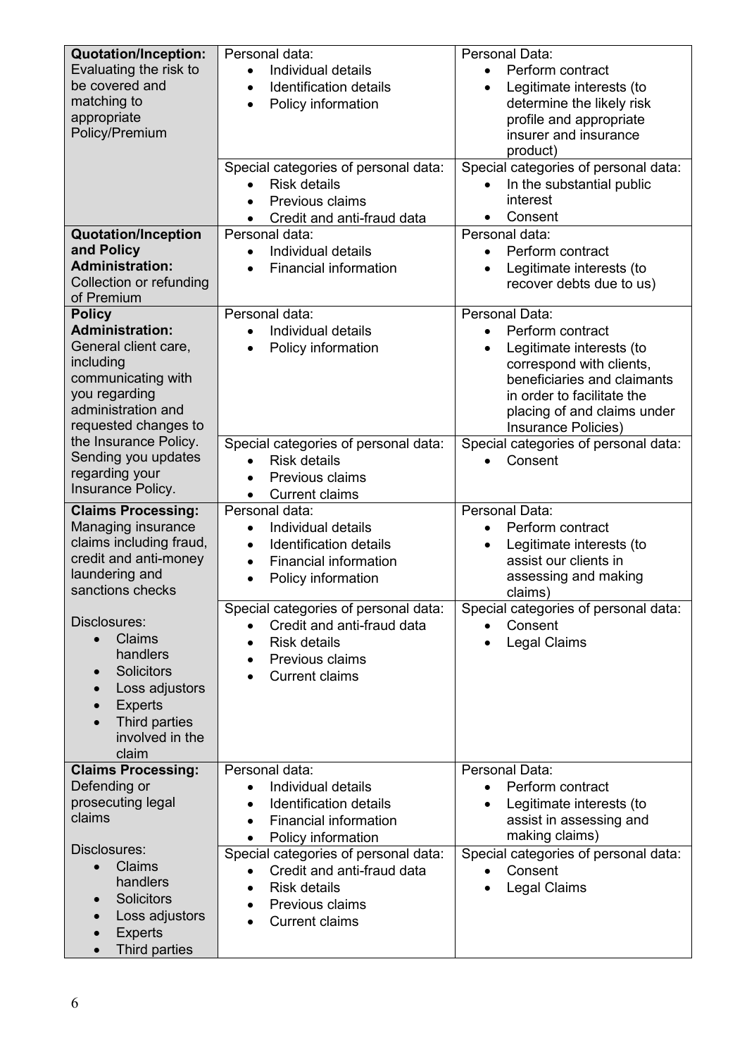| | | |
|---|---|---|
| **Quotation/Inception:** Evaluating the risk to be covered and matching to appropriate Policy/Premium | Personal data:<br>• Individual details<br>• Identification details<br>• Policy information | Personal Data:<br>• Perform contract<br>• Legitimate interests (to determine the likely risk profile and appropriate insurer and insurance product) |
| | Special categories of personal data:<br>• Risk details<br>• Previous claims<br>• Credit and anti-fraud data | Special categories of personal data:<br>• In the substantial public interest<br>• Consent |
| **Quotation/Inception and Policy Administration:** Collection or refunding of Premium | Personal data:<br>• Individual details<br>• Financial information | Personal data:<br>• Perform contract<br>• Legitimate interests (to recover debts due to us) |
| **Policy Administration:** General client care, including communicating with you regarding administration and requested changes to the Insurance Policy. Sending you updates regarding your Insurance Policy. | Personal data:<br>• Individual details<br>• Policy information | Personal Data:<br>• Perform contract<br>• Legitimate interests (to correspond with clients, beneficiaries and claimants in order to facilitate the placing of and claims under Insurance Policies) |
| | Special categories of personal data:<br>• Risk details<br>• Previous claims<br>• Current claims | Special categories of personal data:<br>• Consent |
| **Claims Processing:** Managing insurance claims including fraud, credit and anti-money laundering and sanctions checks<br><br>Disclosures:<br>• Claims handlers<br>• Solicitors<br>• Loss adjustors<br>• Experts<br>• Third parties involved in the claim | Personal data:<br>• Individual details<br>• Identification details<br>• Financial information<br>• Policy information | Personal Data:<br>• Perform contract<br>• Legitimate interests (to assist our clients in assessing and making claims) |
| | Special categories of personal data:<br>• Credit and anti-fraud data<br>• Risk details<br>• Previous claims<br>• Current claims | Special categories of personal data:<br>• Consent<br>• Legal Claims |
| **Claims Processing:** Defending or prosecuting legal claims<br><br>Disclosures:<br>• Claims handlers<br>• Solicitors<br>• Loss adjustors<br>• Experts<br>• Third parties | Personal data:<br>• Individual details<br>• Identification details<br>• Financial information<br>• Policy information | Personal Data:<br>• Perform contract<br>• Legitimate interests (to assist in assessing and making claims) |
| | Special categories of personal data:<br>• Credit and anti-fraud data<br>• Risk details<br>• Previous claims<br>• Current claims | Special categories of personal data:<br>• Consent<br>• Legal Claims |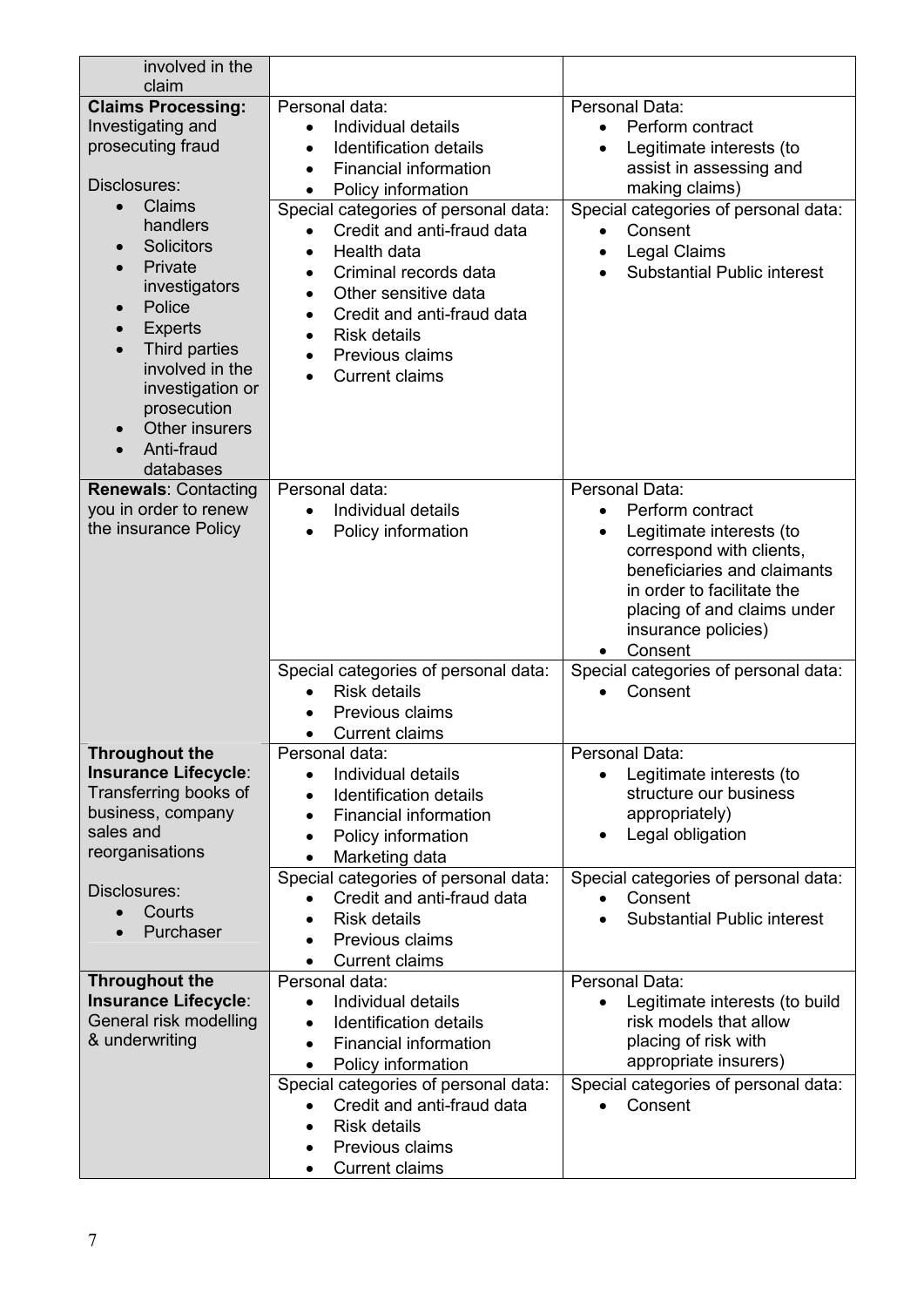| | | |
|---|---|---|
| involved in the claim | | |
| **Claims Processing:** Investigating and prosecuting fraud<br><br>Disclosures:<br>• Claims handlers<br>• Solicitors<br>• Private investigators<br>• Police<br>• Experts<br>• Third parties involved in the investigation or prosecution<br>• Other insurers<br>• Anti-fraud databases | Personal data:<br>• Individual details<br>• Identification details<br>• Financial information<br>• Policy information | Personal Data:<br>• Perform contract<br>• Legitimate interests (to assist in assessing and making claims) |
| | Special categories of personal data:<br>• Credit and anti-fraud data<br>• Health data<br>• Criminal records data<br>• Other sensitive data<br>• Credit and anti-fraud data<br>• Risk details<br>• Previous claims<br>• Current claims | Special categories of personal data:<br>• Consent<br>• Legal Claims<br>• Substantial Public interest |
| **Renewals**: Contacting you in order to renew the insurance Policy | Personal data:<br>• Individual details<br>• Policy information | Personal Data:<br>• Perform contract<br>• Legitimate interests (to correspond with clients, beneficiaries and claimants in order to facilitate the placing of and claims under insurance policies)<br>• Consent |
| | Special categories of personal data:<br>• Risk details<br>• Previous claims<br>• Current claims | Special categories of personal data:<br>• Consent |
| **Throughout the Insurance Lifecycle**: Transferring books of business, company sales and reorganisations<br><br>Disclosures:<br>• Courts<br>• Purchaser | Personal data:<br>• Individual details<br>• Identification details<br>• Financial information<br>• Policy information<br>• Marketing data | Personal Data:<br>• Legitimate interests (to structure our business appropriately)<br>• Legal obligation |
| | Special categories of personal data:<br>• Credit and anti-fraud data<br>• Risk details<br>• Previous claims<br>• Current claims | Special categories of personal data:<br>• Consent<br>• Substantial Public interest |
| **Throughout the Insurance Lifecycle**: General risk modelling & underwriting | Personal data:<br>• Individual details<br>• Identification details<br>• Financial information<br>• Policy information | Personal Data:<br>• Legitimate interests (to build risk models that allow placing of risk with appropriate insurers) |
| | Special categories of personal data:<br>• Credit and anti-fraud data<br>• Risk details<br>• Previous claims<br>• Current claims | Special categories of personal data:<br>• Consent |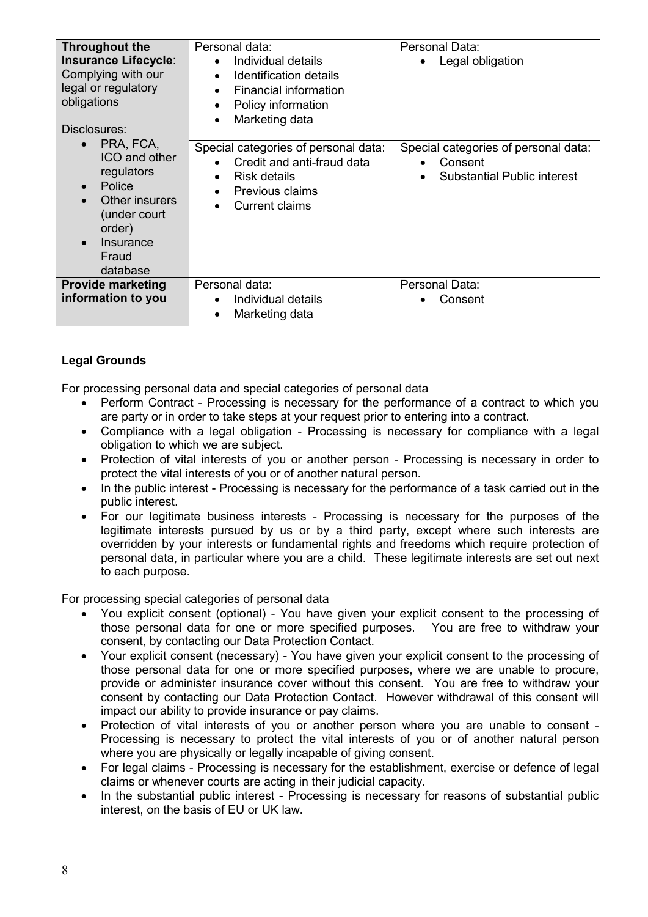| | | |
|---|---|---|
| **Throughout the Insurance Lifecycle**: Complying with our legal or regulatory obligations<br><br>Disclosures:<br>• PRA, FCA, ICO and other regulators<br>• Police<br>• Other insurers (under court order)<br>• Insurance Fraud database | Personal data:<br>• Individual details<br>• Identification details<br>• Financial information<br>• Policy information<br>• Marketing data | Personal Data:<br>• Legal obligation |
| | Special categories of personal data:<br>• Credit and anti-fraud data<br>• Risk details<br>• Previous claims<br>• Current claims | Special categories of personal data:<br>• Consent<br>• Substantial Public interest |
| **Provide marketing information to you** | Personal data:<br>• Individual details<br>• Marketing data | Personal Data:<br>• Consent |

**Legal Grounds**

For processing personal data and special categories of personal data

- Perform Contract - Processing is necessary for the performance of a contract to which you are party or in order to take steps at your request prior to entering into a contract.
- Compliance with a legal obligation - Processing is necessary for compliance with a legal obligation to which we are subject.
- Protection of vital interests of you or another person - Processing is necessary in order to protect the vital interests of you or of another natural person.
- In the public interest - Processing is necessary for the performance of a task carried out in the public interest.
- For our legitimate business interests - Processing is necessary for the purposes of the legitimate interests pursued by us or by a third party, except where such interests are overridden by your interests or fundamental rights and freedoms which require protection of personal data, in particular where you are a child. These legitimate interests are set out next to each purpose.

For processing special categories of personal data

- You explicit consent (optional) - You have given your explicit consent to the processing of those personal data for one or more specified purposes. You are free to withdraw your consent, by contacting our Data Protection Contact.
- Your explicit consent (necessary) - You have given your explicit consent to the processing of those personal data for one or more specified purposes, where we are unable to procure, provide or administer insurance cover without this consent. You are free to withdraw your consent by contacting our Data Protection Contact. However withdrawal of this consent will impact our ability to provide insurance or pay claims.
- Protection of vital interests of you or another person where you are unable to consent - Processing is necessary to protect the vital interests of you or of another natural person where you are physically or legally incapable of giving consent.
- For legal claims - Processing is necessary for the establishment, exercise or defence of legal claims or whenever courts are acting in their judicial capacity.
- In the substantial public interest - Processing is necessary for reasons of substantial public interest, on the basis of EU or UK law.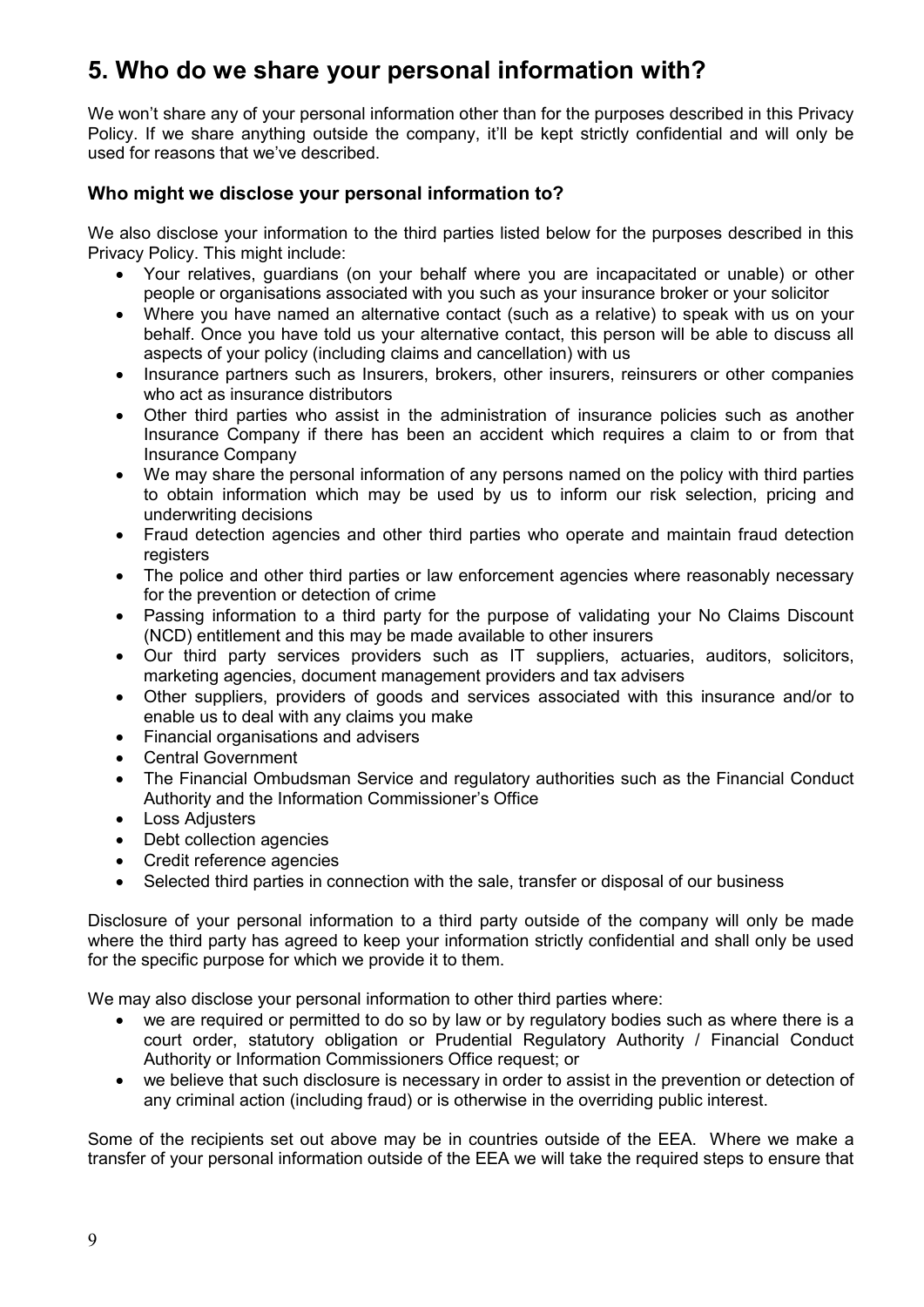# 5. Who do we share your personal information with?

We won't share any of your personal information other than for the purposes described in this Privacy Policy. If we share anything outside the company, it'll be kept strictly confidential and will only be used for reasons that we've described.

### Who might we disclose your personal information to?

We also disclose your information to the third parties listed below for the purposes described in this Privacy Policy. This might include:

- Your relatives, guardians (on your behalf where you are incapacitated or unable) or other people or organisations associated with you such as your insurance broker or your solicitor
- Where you have named an alternative contact (such as a relative) to speak with us on your behalf. Once you have told us your alternative contact, this person will be able to discuss all aspects of your policy (including claims and cancellation) with us
- Insurance partners such as Insurers, brokers, other insurers, reinsurers or other companies who act as insurance distributors
- Other third parties who assist in the administration of insurance policies such as another Insurance Company if there has been an accident which requires a claim to or from that Insurance Company
- We may share the personal information of any persons named on the policy with third parties to obtain information which may be used by us to inform our risk selection, pricing and underwriting decisions
- Fraud detection agencies and other third parties who operate and maintain fraud detection registers
- The police and other third parties or law enforcement agencies where reasonably necessary for the prevention or detection of crime
- Passing information to a third party for the purpose of validating your No Claims Discount (NCD) entitlement and this may be made available to other insurers
- Our third party services providers such as IT suppliers, actuaries, auditors, solicitors, marketing agencies, document management providers and tax advisers
- Other suppliers, providers of goods and services associated with this insurance and/or to enable us to deal with any claims you make
- Financial organisations and advisers
- Central Government
- The Financial Ombudsman Service and regulatory authorities such as the Financial Conduct Authority and the Information Commissioner's Office
- Loss Adjusters
- Debt collection agencies
- Credit reference agencies
- Selected third parties in connection with the sale, transfer or disposal of our business

Disclosure of your personal information to a third party outside of the company will only be made where the third party has agreed to keep your information strictly confidential and shall only be used for the specific purpose for which we provide it to them.

We may also disclose your personal information to other third parties where:

- we are required or permitted to do so by law or by regulatory bodies such as where there is a court order, statutory obligation or Prudential Regulatory Authority / Financial Conduct Authority or Information Commissioners Office request; or
- we believe that such disclosure is necessary in order to assist in the prevention or detection of any criminal action (including fraud) or is otherwise in the overriding public interest.

Some of the recipients set out above may be in countries outside of the EEA. Where we make a transfer of your personal information outside of the EEA we will take the required steps to ensure that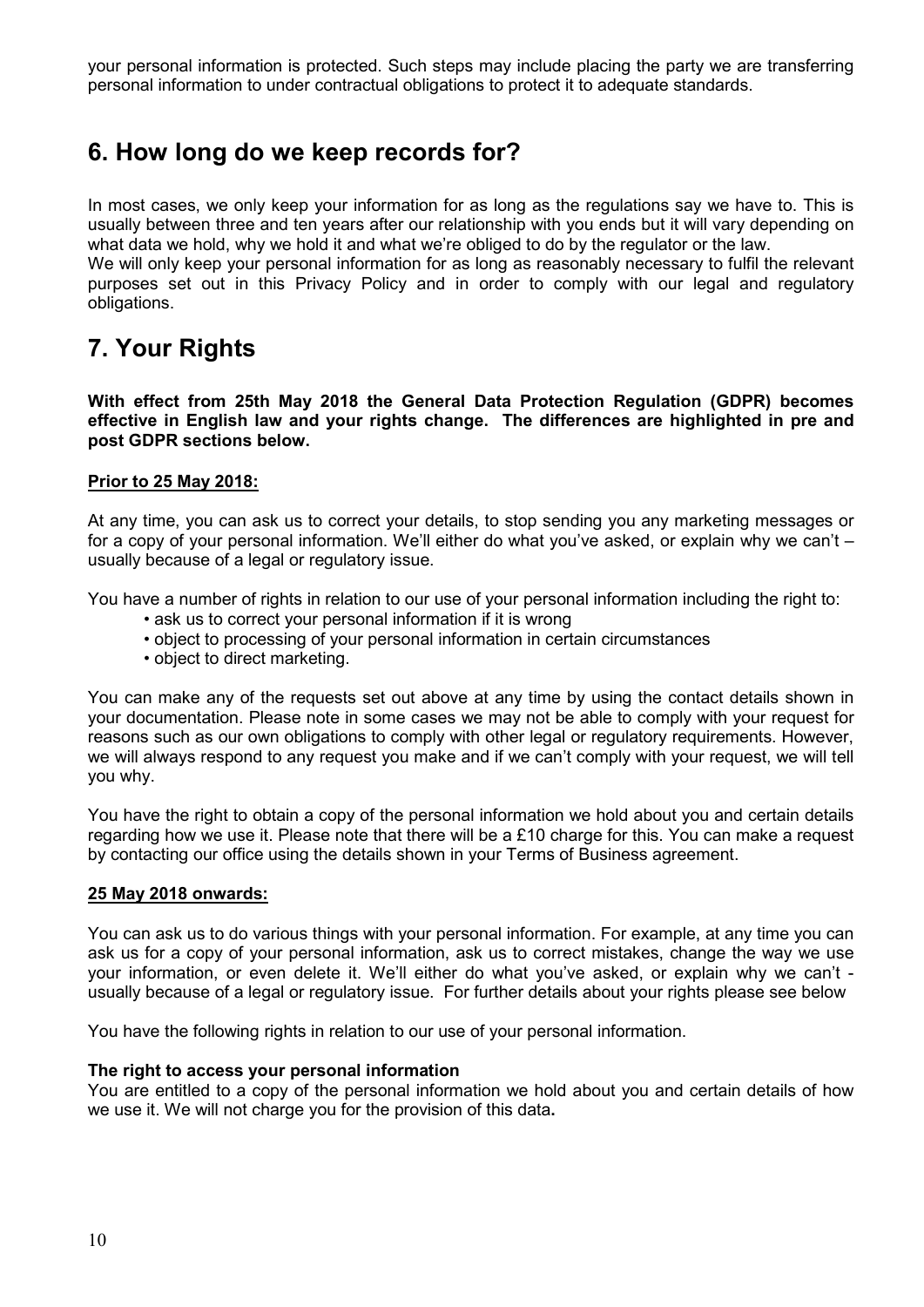your personal information is protected. Such steps may include placing the party we are transferring personal information to under contractual obligations to protect it to adequate standards.

## 6. How long do we keep records for?

In most cases, we only keep your information for as long as the regulations say we have to. This is usually between three and ten years after our relationship with you ends but it will vary depending on what data we hold, why we hold it and what we're obliged to do by the regulator or the law.
We will only keep your personal information for as long as reasonably necessary to fulfil the relevant purposes set out in this Privacy Policy and in order to comply with our legal and regulatory obligations.

## 7. Your Rights

**With effect from 25th May 2018 the General Data Protection Regulation (GDPR) becomes effective in English law and your rights change. The differences are highlighted in pre and post GDPR sections below.**

**Prior to 25 May 2018:**

At any time, you can ask us to correct your details, to stop sending you any marketing messages or for a copy of your personal information. We'll either do what you've asked, or explain why we can't – usually because of a legal or regulatory issue.

You have a number of rights in relation to our use of your personal information including the right to:

- ask us to correct your personal information if it is wrong
- object to processing of your personal information in certain circumstances
- object to direct marketing.

You can make any of the requests set out above at any time by using the contact details shown in your documentation. Please note in some cases we may not be able to comply with your request for reasons such as our own obligations to comply with other legal or regulatory requirements. However, we will always respond to any request you make and if we can't comply with your request, we will tell you why.

You have the right to obtain a copy of the personal information we hold about you and certain details regarding how we use it. Please note that there will be a £10 charge for this. You can make a request by contacting our office using the details shown in your Terms of Business agreement.

**25 May 2018 onwards:**

You can ask us to do various things with your personal information. For example, at any time you can ask us for a copy of your personal information, ask us to correct mistakes, change the way we use your information, or even delete it. We'll either do what you've asked, or explain why we can't - usually because of a legal or regulatory issue. For further details about your rights please see below

You have the following rights in relation to our use of your personal information.

**The right to access your personal information**
You are entitled to a copy of the personal information we hold about you and certain details of how we use it. We will not charge you for the provision of this data**.**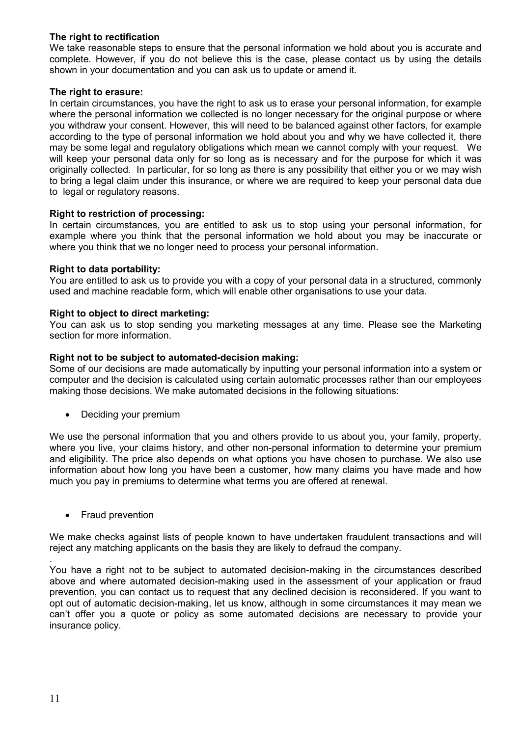**The right to rectification**
We take reasonable steps to ensure that the personal information we hold about you is accurate and complete. However, if you do not believe this is the case, please contact us by using the details shown in your documentation and you can ask us to update or amend it.

**The right to erasure:**
In certain circumstances, you have the right to ask us to erase your personal information, for example where the personal information we collected is no longer necessary for the original purpose or where you withdraw your consent. However, this will need to be balanced against other factors, for example according to the type of personal information we hold about you and why we have collected it, there may be some legal and regulatory obligations which mean we cannot comply with your request. We will keep your personal data only for so long as is necessary and for the purpose for which it was originally collected. In particular, for so long as there is any possibility that either you or we may wish to bring a legal claim under this insurance, or where we are required to keep your personal data due to legal or regulatory reasons.

**Right to restriction of processing:**
In certain circumstances, you are entitled to ask us to stop using your personal information, for example where you think that the personal information we hold about you may be inaccurate or where you think that we no longer need to process your personal information.

**Right to data portability:**
You are entitled to ask us to provide you with a copy of your personal data in a structured, commonly used and machine readable form, which will enable other organisations to use your data.

**Right to object to direct marketing:**
You can ask us to stop sending you marketing messages at any time. Please see the Marketing section for more information.

**Right not to be subject to automated-decision making:**
Some of our decisions are made automatically by inputting your personal information into a system or computer and the decision is calculated using certain automatic processes rather than our employees making those decisions. We make automated decisions in the following situations:

- Deciding your premium

We use the personal information that you and others provide to us about you, your family, property, where you live, your claims history, and other non-personal information to determine your premium and eligibility. The price also depends on what options you have chosen to purchase. We also use information about how long you have been a customer, how many claims you have made and how much you pay in premiums to determine what terms you are offered at renewal.

- Fraud prevention

We make checks against lists of people known to have undertaken fraudulent transactions and will reject any matching applicants on the basis they are likely to defraud the company.

.
You have a right not to be subject to automated decision-making in the circumstances described above and where automated decision-making used in the assessment of your application or fraud prevention, you can contact us to request that any declined decision is reconsidered. If you want to opt out of automatic decision-making, let us know, although in some circumstances it may mean we can't offer you a quote or policy as some automated decisions are necessary to provide your insurance policy.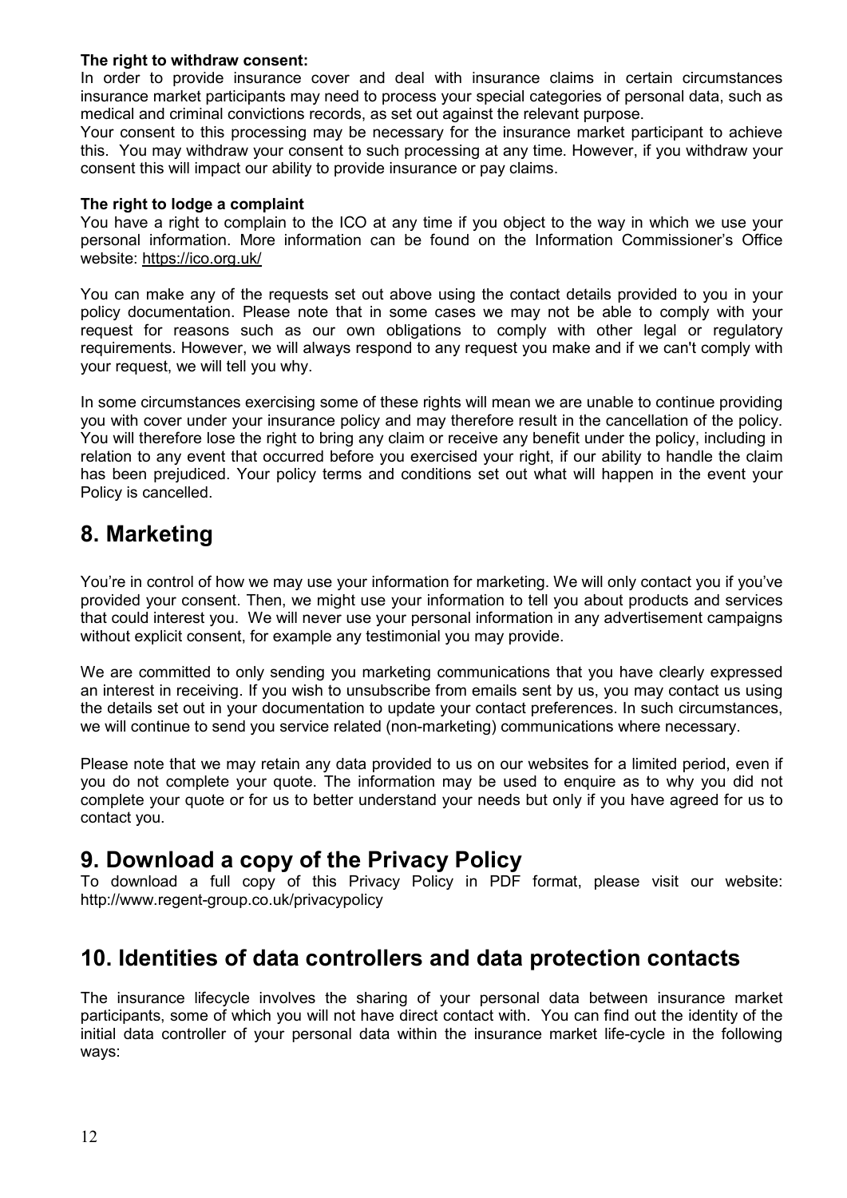**The right to withdraw consent:**
In order to provide insurance cover and deal with insurance claims in certain circumstances insurance market participants may need to process your special categories of personal data, such as medical and criminal convictions records, as set out against the relevant purpose.
Your consent to this processing may be necessary for the insurance market participant to achieve this. You may withdraw your consent to such processing at any time. However, if you withdraw your consent this will impact our ability to provide insurance or pay claims.

**The right to lodge a complaint**
You have a right to complain to the ICO at any time if you object to the way in which we use your personal information. More information can be found on the Information Commissioner's Office website: https://ico.org.uk/

You can make any of the requests set out above using the contact details provided to you in your policy documentation. Please note that in some cases we may not be able to comply with your request for reasons such as our own obligations to comply with other legal or regulatory requirements. However, we will always respond to any request you make and if we can't comply with your request, we will tell you why.

In some circumstances exercising some of these rights will mean we are unable to continue providing you with cover under your insurance policy and may therefore result in the cancellation of the policy. You will therefore lose the right to bring any claim or receive any benefit under the policy, including in relation to any event that occurred before you exercised your right, if our ability to handle the claim has been prejudiced. Your policy terms and conditions set out what will happen in the event your Policy is cancelled.

## 8. Marketing

You're in control of how we may use your information for marketing. We will only contact you if you've provided your consent. Then, we might use your information to tell you about products and services that could interest you. We will never use your personal information in any advertisement campaigns without explicit consent, for example any testimonial you may provide.

We are committed to only sending you marketing communications that you have clearly expressed an interest in receiving. If you wish to unsubscribe from emails sent by us, you may contact us using the details set out in your documentation to update your contact preferences. In such circumstances, we will continue to send you service related (non-marketing) communications where necessary.

Please note that we may retain any data provided to us on our websites for a limited period, even if you do not complete your quote. The information may be used to enquire as to why you did not complete your quote or for us to better understand your needs but only if you have agreed for us to contact you.

## 9. Download a copy of the Privacy Policy

To download a full copy of this Privacy Policy in PDF format, please visit our website: http://www.regent-group.co.uk/privacypolicy

## 10. Identities of data controllers and data protection contacts

The insurance lifecycle involves the sharing of your personal data between insurance market participants, some of which you will not have direct contact with. You can find out the identity of the initial data controller of your personal data within the insurance market life-cycle in the following ways: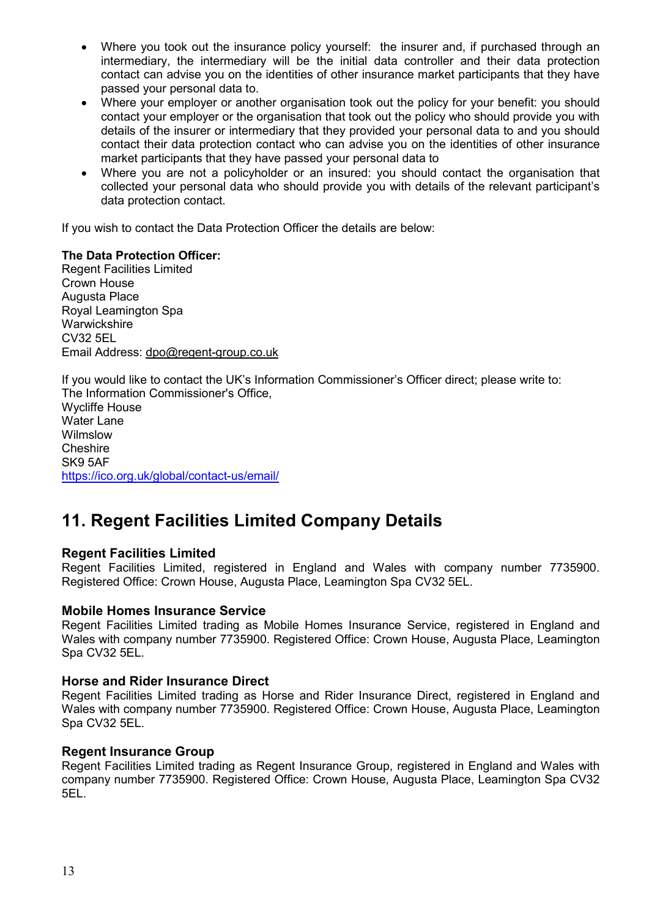- Where you took out the insurance policy yourself: the insurer and, if purchased through an intermediary, the intermediary will be the initial data controller and their data protection contact can advise you on the identities of other insurance market participants that they have passed your personal data to.
- Where your employer or another organisation took out the policy for your benefit: you should contact your employer or the organisation that took out the policy who should provide you with details of the insurer or intermediary that they provided your personal data to and you should contact their data protection contact who can advise you on the identities of other insurance market participants that they have passed your personal data to
- Where you are not a policyholder or an insured: you should contact the organisation that collected your personal data who should provide you with details of the relevant participant's data protection contact.

If you wish to contact the Data Protection Officer the details are below:

**The Data Protection Officer:**
Regent Facilities Limited
Crown House
Augusta Place
Royal Leamington Spa
Warwickshire
CV32 5EL
Email Address: dpo@regent-group.co.uk

If you would like to contact the UK's Information Commissioner's Officer direct; please write to:
The Information Commissioner's Office,
Wycliffe House
Water Lane
Wilmslow
Cheshire
SK9 5AF
https://ico.org.uk/global/contact-us/email/

# 11. Regent Facilities Limited Company Details

**Regent Facilities Limited**
Regent Facilities Limited, registered in England and Wales with company number 7735900. Registered Office: Crown House, Augusta Place, Leamington Spa CV32 5EL.

**Mobile Homes Insurance Service**
Regent Facilities Limited trading as Mobile Homes Insurance Service, registered in England and Wales with company number 7735900. Registered Office: Crown House, Augusta Place, Leamington Spa CV32 5EL.

**Horse and Rider Insurance Direct**
Regent Facilities Limited trading as Horse and Rider Insurance Direct, registered in England and Wales with company number 7735900. Registered Office: Crown House, Augusta Place, Leamington Spa CV32 5EL.

**Regent Insurance Group**
Regent Facilities Limited trading as Regent Insurance Group, registered in England and Wales with company number 7735900. Registered Office: Crown House, Augusta Place, Leamington Spa CV32 5EL.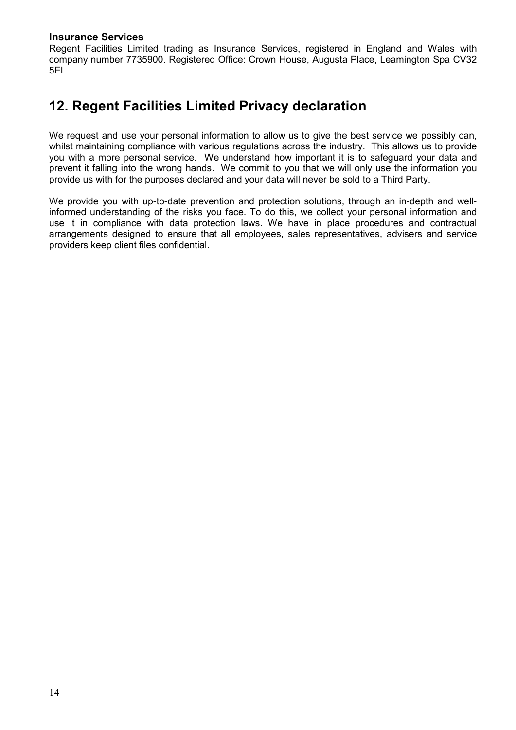**Insurance Services**

Regent Facilities Limited trading as Insurance Services, registered in England and Wales with company number 7735900. Registered Office: Crown House, Augusta Place, Leamington Spa CV32 5EL.

## 12. Regent Facilities Limited Privacy declaration

We request and use your personal information to allow us to give the best service we possibly can, whilst maintaining compliance with various regulations across the industry. This allows us to provide you with a more personal service. We understand how important it is to safeguard your data and prevent it falling into the wrong hands. We commit to you that we will only use the information you provide us with for the purposes declared and your data will never be sold to a Third Party.

We provide you with up-to-date prevention and protection solutions, through an in-depth and well-informed understanding of the risks you face. To do this, we collect your personal information and use it in compliance with data protection laws. We have in place procedures and contractual arrangements designed to ensure that all employees, sales representatives, advisers and service providers keep client files confidential.